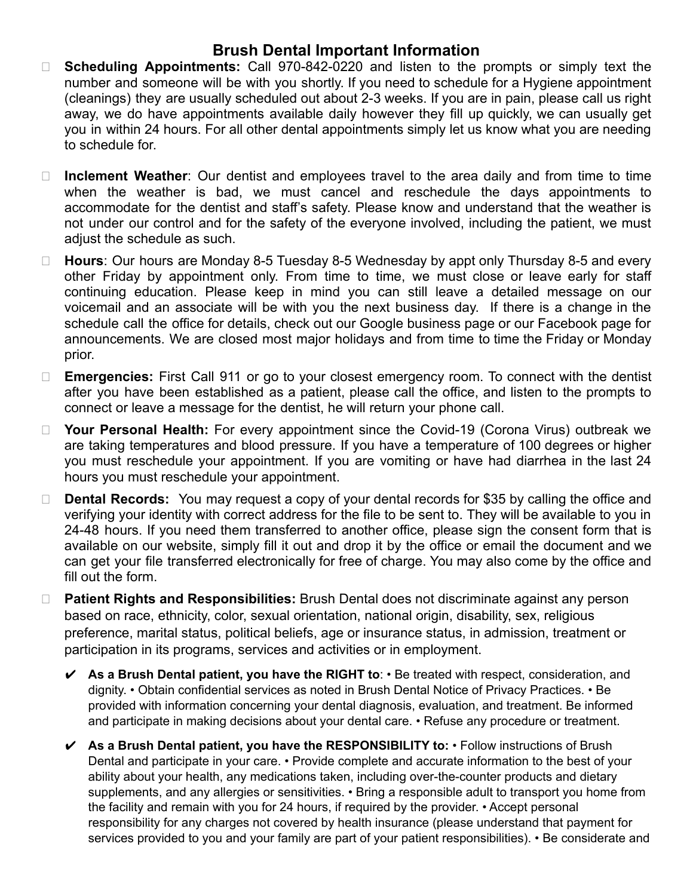# Brush Dental Important Information

- **Scheduling Appointments:** Call 970-842-0220 and listen to the prompts or simply text the number and someone will be with you shortly. If you need to schedule for a Hygiene appointment (cleanings) they are usually scheduled out about 2-3 weeks. If you are in pain, please call us right away, we do have appointments available daily however they fill up quickly, we can usually get you in within 24 hours. For all other dental appointments simply let us know what you are needing to schedule for.

- **Inclement Weather**: Our dentist and employees travel to the area daily and from time to time when the weather is bad, we must cancel and reschedule the days appointments to accommodate for the dentist and staff's safety. Please know and understand that the weather is not under our control and for the safety of the everyone involved, including the patient, we must adjust the schedule as such.

- **Hours**: Our hours are Monday 8-5 Tuesday 8-5 Wednesday by appt only Thursday 8-5 and every other Friday by appointment only. From time to time, we must close or leave early for staff continuing education. Please keep in mind you can still leave a detailed message on our voicemail and an associate will be with you the next business day. If there is a change in the schedule call the office for details, check out our Google business page or our Facebook page for announcements. We are closed most major holidays and from time to time the Friday or Monday prior.

- **Emergencies:** First Call 911 or go to your closest emergency room. To connect with the dentist after you have been established as a patient, please call the office, and listen to the prompts to connect or leave a message for the dentist, he will return your phone call.

- **Your Personal Health:** For every appointment since the Covid-19 (Corona Virus) outbreak we are taking temperatures and blood pressure. If you have a temperature of 100 degrees or higher you must reschedule your appointment. If you are vomiting or have had diarrhea in the last 24 hours you must reschedule your appointment.

- **Dental Records:** You may request a copy of your dental records for $35 by calling the office and verifying your identity with correct address for the file to be sent to. They will be available to you in 24-48 hours. If you need them transferred to another office, please sign the consent form that is available on our website, simply fill it out and drop it by the office or email the document and we can get your file transferred electronically for free of charge. You may also come by the office and fill out the form.

- **Patient Rights and Responsibilities:** Brush Dental does not discriminate against any person based on race, ethnicity, color, sexual orientation, national origin, disability, sex, religious preference, marital status, political beliefs, age or insurance status, in admission, treatment or participation in its programs, services and activities or in employment.

  - ✔ **As a Brush Dental patient, you have the RIGHT to**: • Be treated with respect, consideration, and dignity. • Obtain confidential services as noted in Brush Dental Notice of Privacy Practices. • Be provided with information concerning your dental diagnosis, evaluation, and treatment. Be informed and participate in making decisions about your dental care. • Refuse any procedure or treatment.

  - ✔ **As a Brush Dental patient, you have the RESPONSIBILITY to:** • Follow instructions of Brush Dental and participate in your care. • Provide complete and accurate information to the best of your ability about your health, any medications taken, including over-the-counter products and dietary supplements, and any allergies or sensitivities. • Bring a responsible adult to transport you home from the facility and remain with you for 24 hours, if required by the provider. • Accept personal responsibility for any charges not covered by health insurance (please understand that payment for services provided to you and your family are part of your patient responsibilities). • Be considerate and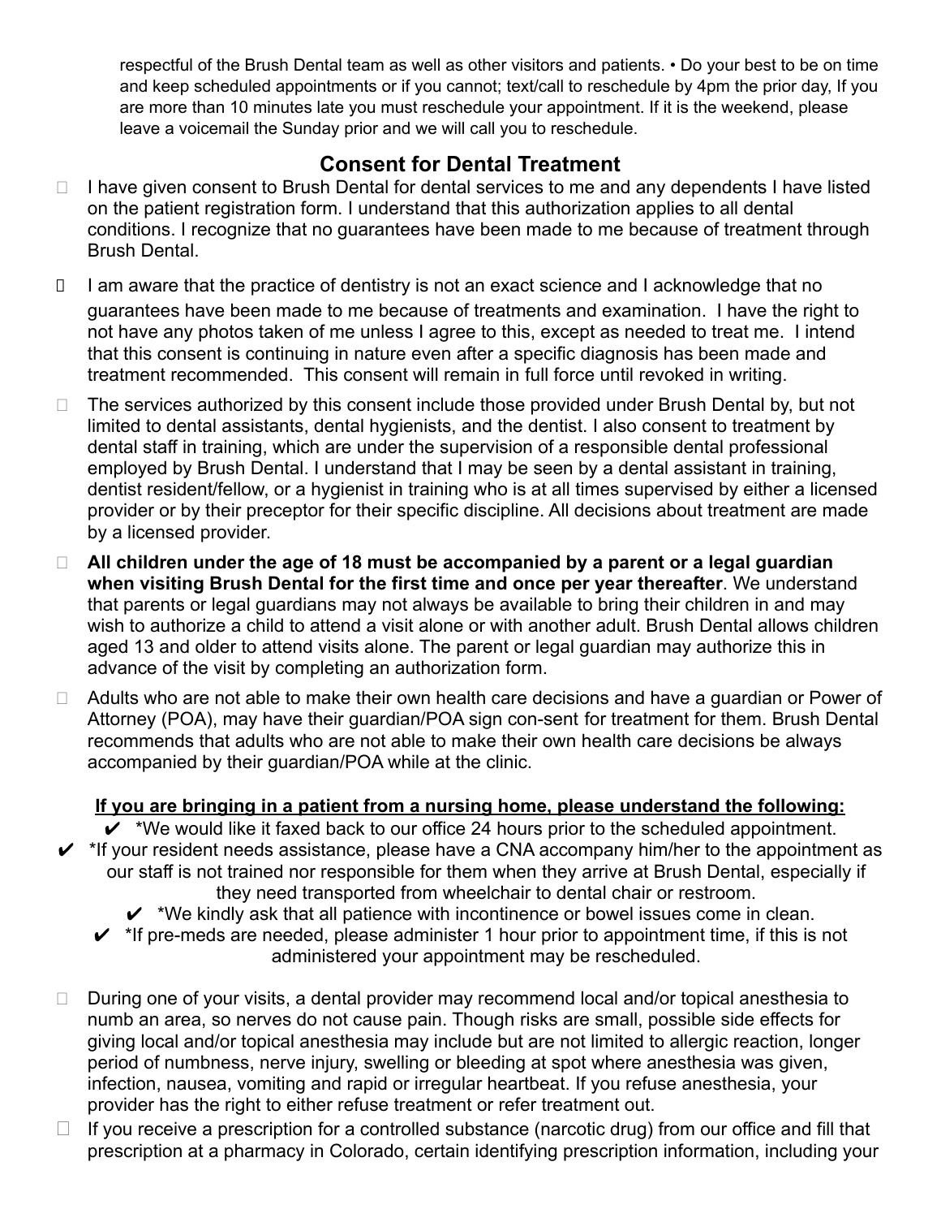respectful of the Brush Dental team as well as other visitors and patients. • Do your best to be on time and keep scheduled appointments or if you cannot; text/call to reschedule by 4pm the prior day, If you are more than 10 minutes late you must reschedule your appointment. If it is the weekend, please leave a voicemail the Sunday prior and we will call you to reschedule.

## Consent for Dental Treatment

- I have given consent to Brush Dental for dental services to me and any dependents I have listed on the patient registration form. I understand that this authorization applies to all dental conditions. I recognize that no guarantees have been made to me because of treatment through Brush Dental.
- I am aware that the practice of dentistry is not an exact science and I acknowledge that no guarantees have been made to me because of treatments and examination. I have the right to not have any photos taken of me unless I agree to this, except as needed to treat me. I intend that this consent is continuing in nature even after a specific diagnosis has been made and treatment recommended. This consent will remain in full force until revoked in writing.
- The services authorized by this consent include those provided under Brush Dental by, but not limited to dental assistants, dental hygienists, and the dentist. I also consent to treatment by dental staff in training, which are under the supervision of a responsible dental professional employed by Brush Dental. I understand that I may be seen by a dental assistant in training, dentist resident/fellow, or a hygienist in training who is at all times supervised by either a licensed provider or by their preceptor for their specific discipline. All decisions about treatment are made by a licensed provider.
- **All children under the age of 18 must be accompanied by a parent or a legal guardian when visiting Brush Dental for the first time and once per year thereafter**. We understand that parents or legal guardians may not always be available to bring their children in and may wish to authorize a child to attend a visit alone or with another adult. Brush Dental allows children aged 13 and older to attend visits alone. The parent or legal guardian may authorize this in advance of the visit by completing an authorization form.
- Adults who are not able to make their own health care decisions and have a guardian or Power of Attorney (POA), may have their guardian/POA sign con-sent for treatment for them. Brush Dental recommends that adults who are not able to make their own health care decisions be always accompanied by their guardian/POA while at the clinic.

**<u>If you are bringing in a patient from a nursing home, please understand the following:</u>**

- ✔ *We would like it faxed back to our office 24 hours prior to the scheduled appointment.
- ✔ *If your resident needs assistance, please have a CNA accompany him/her to the appointment as our staff is not trained nor responsible for them when they arrive at Brush Dental, especially if they need transported from wheelchair to dental chair or restroom.
- ✔ *We kindly ask that all patience with incontinence or bowel issues come in clean.
- ✔ *If pre-meds are needed, please administer 1 hour prior to appointment time, if this is not administered your appointment may be rescheduled.

- During one of your visits, a dental provider may recommend local and/or topical anesthesia to numb an area, so nerves do not cause pain. Though risks are small, possible side effects for giving local and/or topical anesthesia may include but are not limited to allergic reaction, longer period of numbness, nerve injury, swelling or bleeding at spot where anesthesia was given, infection, nausea, vomiting and rapid or irregular heartbeat. If you refuse anesthesia, your provider has the right to either refuse treatment or refer treatment out.
- If you receive a prescription for a controlled substance (narcotic drug) from our office and fill that prescription at a pharmacy in Colorado, certain identifying prescription information, including your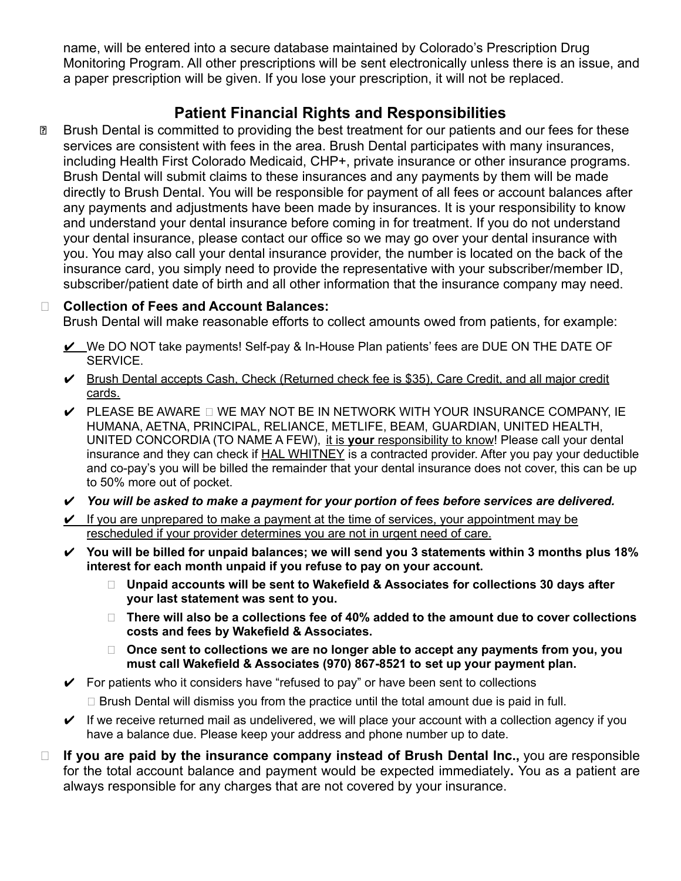name, will be entered into a secure database maintained by Colorado's Prescription Drug Monitoring Program. All other prescriptions will be sent electronically unless there is an issue, and a paper prescription will be given. If you lose your prescription, it will not be replaced.

## Patient Financial Rights and Responsibilities

- Brush Dental is committed to providing the best treatment for our patients and our fees for these services are consistent with fees in the area. Brush Dental participates with many insurances, including Health First Colorado Medicaid, CHP+, private insurance or other insurance programs. Brush Dental will submit claims to these insurances and any payments by them will be made directly to Brush Dental. You will be responsible for payment of all fees or account balances after any payments and adjustments have been made by insurances. It is your responsibility to know and understand your dental insurance before coming in for treatment. If you do not understand your dental insurance, please contact our office so we may go over your dental insurance with you. You may also call your dental insurance provider, the number is located on the back of the insurance card, you simply need to provide the representative with your subscriber/member ID, subscriber/patient date of birth and all other information that the insurance company may need.

- **Collection of Fees and Account Balances:**
  Brush Dental will make reasonable efforts to collect amounts owed from patients, for example:
  - ✔ We DO NOT take payments! Self-pay & In-House Plan patients' fees are DUE ON THE DATE OF SERVICE.
  - ✔ <u>Brush Dental accepts Cash, Check (Returned check fee is $35), Care Credit, and all major credit cards.</u>
  - ✔ PLEASE BE AWARE WE MAY NOT BE IN NETWORK WITH YOUR INSURANCE COMPANY, IE HUMANA, AETNA, PRINCIPAL, RELIANCE, METLIFE, BEAM, GUARDIAN, UNITED HEALTH, UNITED CONCORDIA (TO NAME A FEW), <u>it is **your** responsibility to know</u>! Please call your dental insurance and they can check if <u>HAL WHITNEY</u> is a contracted provider. After you pay your deductible and co-pay's you will be billed the remainder that your dental insurance does not cover, this can be up to 50% more out of pocket.
  - ✔ ***You will be asked to make a payment for your portion of fees before services are delivered.***
  - ✔ <u>If you are unprepared to make a payment at the time of services, your appointment may be rescheduled if your provider determines you are not in urgent need of care.</u>
  - ✔ **You will be billed for unpaid balances; we will send you 3 statements within 3 months plus 18% interest for each month unpaid if you refuse to pay on your account.**
    - **Unpaid accounts will be sent to Wakefield & Associates for collections 30 days after your last statement was sent to you.**
    - **There will also be a collections fee of 40% added to the amount due to cover collections costs and fees by Wakefield & Associates.**
    - **Once sent to collections we are no longer able to accept any payments from you, you must call Wakefield & Associates (970) 867-8521 to set up your payment plan.**
  - ✔ For patients who it considers have "refused to pay" or have been sent to collections
    - Brush Dental will dismiss you from the practice until the total amount due is paid in full.
  - ✔ If we receive returned mail as undelivered, we will place your account with a collection agency if you have a balance due. Please keep your address and phone number up to date.

- **If you are paid by the insurance company instead of Brush Dental Inc.,** you are responsible for the total account balance and payment would be expected immediately**.** You as a patient are always responsible for any charges that are not covered by your insurance.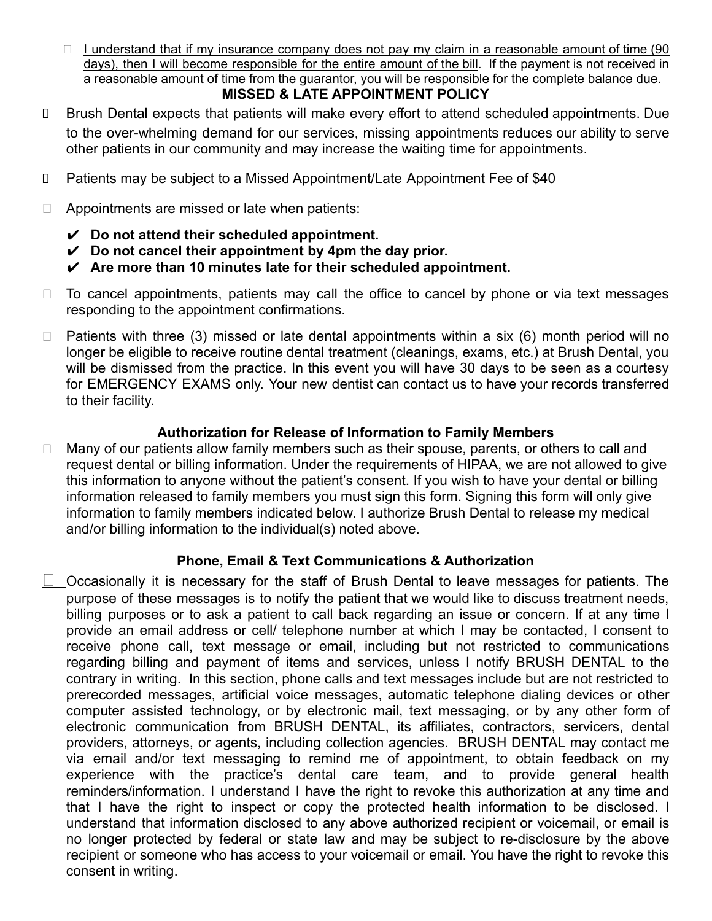- ☐ <u>I understand that if my insurance company does not pay my claim in a reasonable amount of time (90 days), then I will become responsible for the entire amount of the bill</u>. If the payment is not received in a reasonable amount of time from the guarantor, you will be responsible for the complete balance due.

### MISSED & LATE APPOINTMENT POLICY

- Brush Dental expects that patients will make every effort to attend scheduled appointments. Due to the over-whelming demand for our services, missing appointments reduces our ability to serve other patients in our community and may increase the waiting time for appointments.
- Patients may be subject to a Missed Appointment/Late Appointment Fee of $40
- Appointments are missed or late when patients:
  - ✔ **Do not attend their scheduled appointment.**
  - ✔ **Do not cancel their appointment by 4pm the day prior.**
  - ✔ **Are more than 10 minutes late for their scheduled appointment.**
- To cancel appointments, patients may call the office to cancel by phone or via text messages responding to the appointment confirmations.
- Patients with three (3) missed or late dental appointments within a six (6) month period will no longer be eligible to receive routine dental treatment (cleanings, exams, etc.) at Brush Dental, you will be dismissed from the practice. In this event you will have 30 days to be seen as a courtesy for EMERGENCY EXAMS only. Your new dentist can contact us to have your records transferred to their facility.

### Authorization for Release of Information to Family Members

- Many of our patients allow family members such as their spouse, parents, or others to call and request dental or billing information. Under the requirements of HIPAA, we are not allowed to give this information to anyone without the patient's consent. If you wish to have your dental or billing information released to family members you must sign this form. Signing this form will only give information to family members indicated below. I authorize Brush Dental to release my medical and/or billing information to the individual(s) noted above.

### Phone, Email & Text Communications & Authorization

- ☐ Occasionally it is necessary for the staff of Brush Dental to leave messages for patients. The purpose of these messages is to notify the patient that we would like to discuss treatment needs, billing purposes or to ask a patient to call back regarding an issue or concern. If at any time I provide an email address or cell/ telephone number at which I may be contacted, I consent to receive phone call, text message or email, including but not restricted to communications regarding billing and payment of items and services, unless I notify BRUSH DENTAL to the contrary in writing. In this section, phone calls and text messages include but are not restricted to prerecorded messages, artificial voice messages, automatic telephone dialing devices or other computer assisted technology, or by electronic mail, text messaging, or by any other form of electronic communication from BRUSH DENTAL, its affiliates, contractors, servicers, dental providers, attorneys, or agents, including collection agencies. BRUSH DENTAL may contact me via email and/or text messaging to remind me of appointment, to obtain feedback on my experience with the practice's dental care team, and to provide general health reminders/information. I understand I have the right to revoke this authorization at any time and that I have the right to inspect or copy the protected health information to be disclosed. I understand that information disclosed to any above authorized recipient or voicemail, or email is no longer protected by federal or state law and may be subject to re-disclosure by the above recipient or someone who has access to your voicemail or email. You have the right to revoke this consent in writing.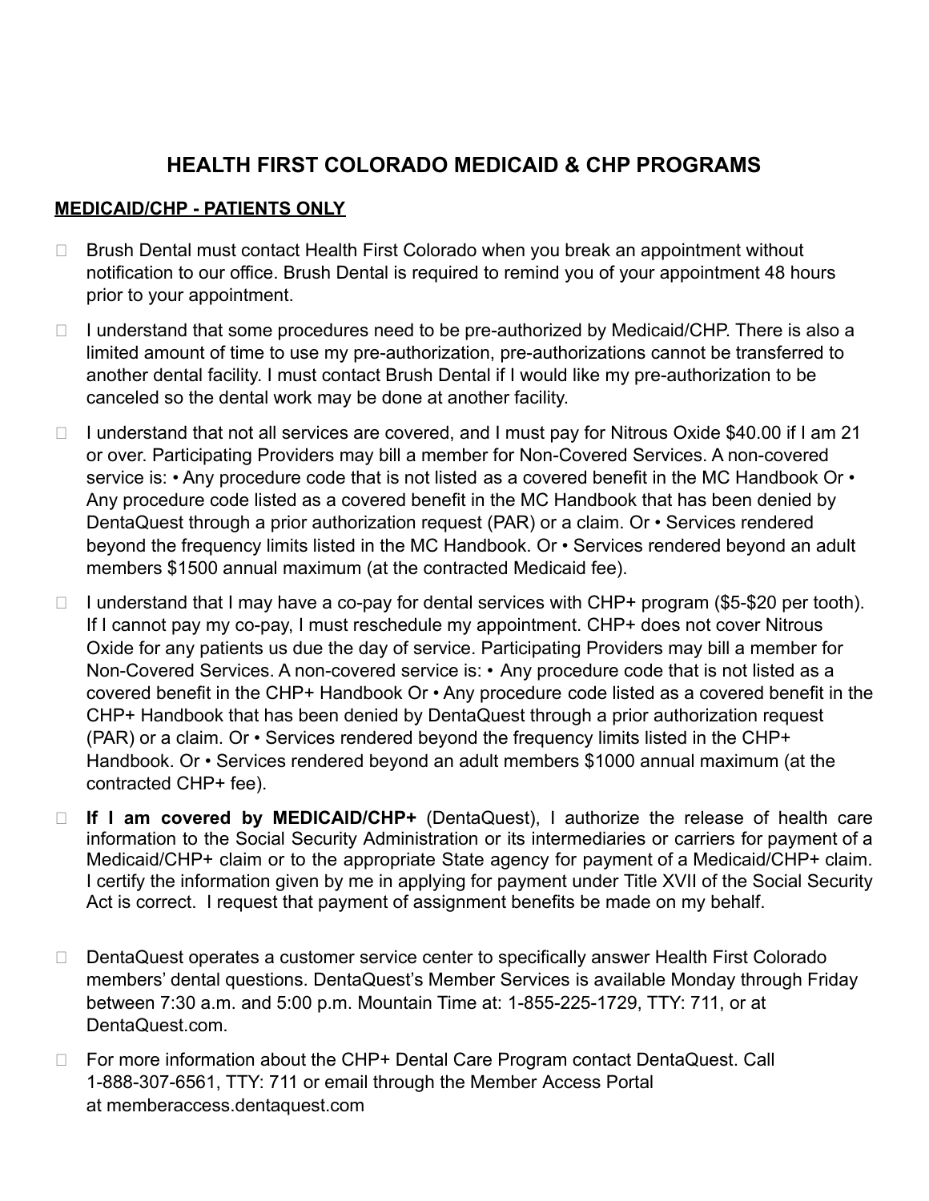# HEALTH FIRST COLORADO MEDICAID & CHP PROGRAMS

**MEDICAID/CHP - PATIENTS ONLY**

- Brush Dental must contact Health First Colorado when you break an appointment without notification to our office. Brush Dental is required to remind you of your appointment 48 hours prior to your appointment.
- I understand that some procedures need to be pre-authorized by Medicaid/CHP. There is also a limited amount of time to use my pre-authorization, pre-authorizations cannot be transferred to another dental facility. I must contact Brush Dental if I would like my pre-authorization to be canceled so the dental work may be done at another facility.
- I understand that not all services are covered, and I must pay for Nitrous Oxide $40.00 if I am 21 or over. Participating Providers may bill a member for Non-Covered Services. A non-covered service is: • Any procedure code that is not listed as a covered benefit in the MC Handbook Or • Any procedure code listed as a covered benefit in the MC Handbook that has been denied by DentaQuest through a prior authorization request (PAR) or a claim. Or • Services rendered beyond the frequency limits listed in the MC Handbook. Or • Services rendered beyond an adult members $1500 annual maximum (at the contracted Medicaid fee).
- I understand that I may have a co-pay for dental services with CHP+ program ($5-$20 per tooth). If I cannot pay my co-pay, I must reschedule my appointment. CHP+ does not cover Nitrous Oxide for any patients us due the day of service. Participating Providers may bill a member for Non-Covered Services. A non-covered service is: • Any procedure code that is not listed as a covered benefit in the CHP+ Handbook Or • Any procedure code listed as a covered benefit in the CHP+ Handbook that has been denied by DentaQuest through a prior authorization request (PAR) or a claim. Or • Services rendered beyond the frequency limits listed in the CHP+ Handbook. Or • Services rendered beyond an adult members $1000 annual maximum (at the contracted CHP+ fee).
- **If I am covered by MEDICAID/CHP+** (DentaQuest), I authorize the release of health care information to the Social Security Administration or its intermediaries or carriers for payment of a Medicaid/CHP+ claim or to the appropriate State agency for payment of a Medicaid/CHP+ claim. I certify the information given by me in applying for payment under Title XVII of the Social Security Act is correct. I request that payment of assignment benefits be made on my behalf.
- DentaQuest operates a customer service center to specifically answer Health First Colorado members' dental questions. DentaQuest's Member Services is available Monday through Friday between 7:30 a.m. and 5:00 p.m. Mountain Time at: 1-855-225-1729, TTY: 711, or at DentaQuest.com.
- For more information about the CHP+ Dental Care Program contact DentaQuest. Call 1-888-307-6561, TTY: 711 or email through the Member Access Portal at memberaccess.dentaquest.com